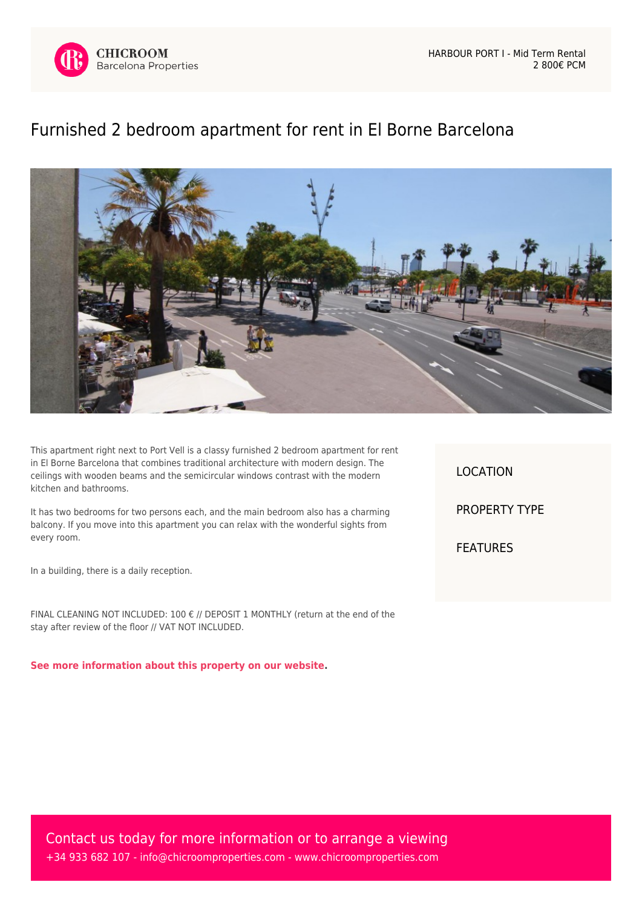CHICROOM
Barcelona Properties

HARBOUR PORT I - Mid Term Rental
2 800€ PCM

# Furnished 2 bedroom apartment for rent in El Borne Barcelona

This apartment right next to Port Vell is a classy furnished 2 bedroom apartment for rent in El Borne Barcelona that combines traditional architecture with modern design. The ceilings with wooden beams and the semicircular windows contrast with the modern kitchen and bathrooms.

It has two bedrooms for two persons each, and the main bedroom also has a charming balcony. If you move into this apartment you can relax with the wonderful sights from every room.

In a building, there is a daily reception.

FINAL CLEANING NOT INCLUDED: 100 € // DEPOSIT 1 MONTHLY (return at the end of the stay after review of the floor // VAT NOT INCLUDED.

**See more information about this property on our website**.

LOCATION

PROPERTY TYPE

FEATURES

Contact us today for more information or to arrange a viewing
+34 933 682 107 - info@chicroomproperties.com - www.chicroomproperties.com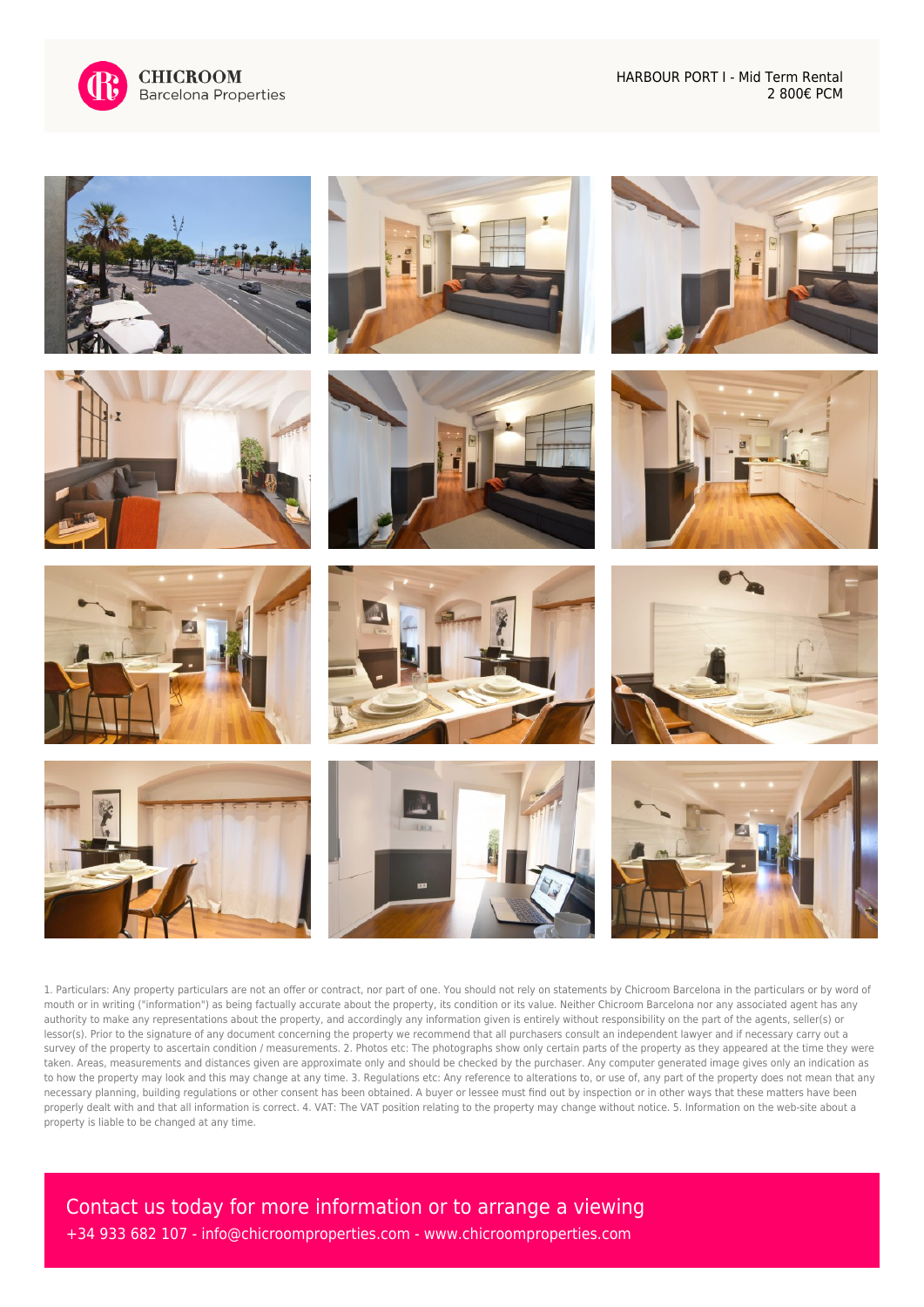HARBOUR PORT I - Mid Term Rental
2 800€ PCM

1. Particulars: Any property particulars are not an offer or contract, nor part of one. You should not rely on statements by Chicroom Barcelona in the particulars or by word of mouth or in writing ("information") as being factually accurate about the property, its condition or its value. Neither Chicroom Barcelona nor any associated agent has any authority to make any representations about the property, and accordingly any information given is entirely without responsibility on the part of the agents, seller(s) or lessor(s). Prior to the signature of any document concerning the property we recommend that all purchasers consult an independent lawyer and if necessary carry out a survey of the property to ascertain condition / measurements. 2. Photos etc: The photographs show only certain parts of the property as they appeared at the time they were taken. Areas, measurements and distances given are approximate only and should be checked by the purchaser. Any computer generated image gives only an indication as to how the property may look and this may change at any time. 3. Regulations etc: Any reference to alterations to, or use of, any part of the property does not mean that any necessary planning, building regulations or other consent has been obtained. A buyer or lessee must find out by inspection or in other ways that these matters have been properly dealt with and that all information is correct. 4. VAT: The VAT position relating to the property may change without notice. 5. Information on the web-site about a property is liable to be changed at any time.

Contact us today for more information or to arrange a viewing
+34 933 682 107 - info@chicroomproperties.com - www.chicroomproperties.com